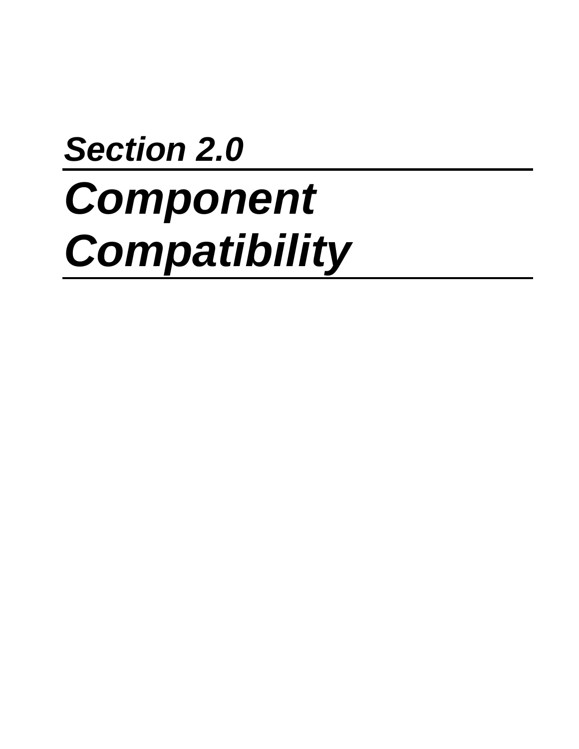## *Section 2.0*

# *Component Compatibility*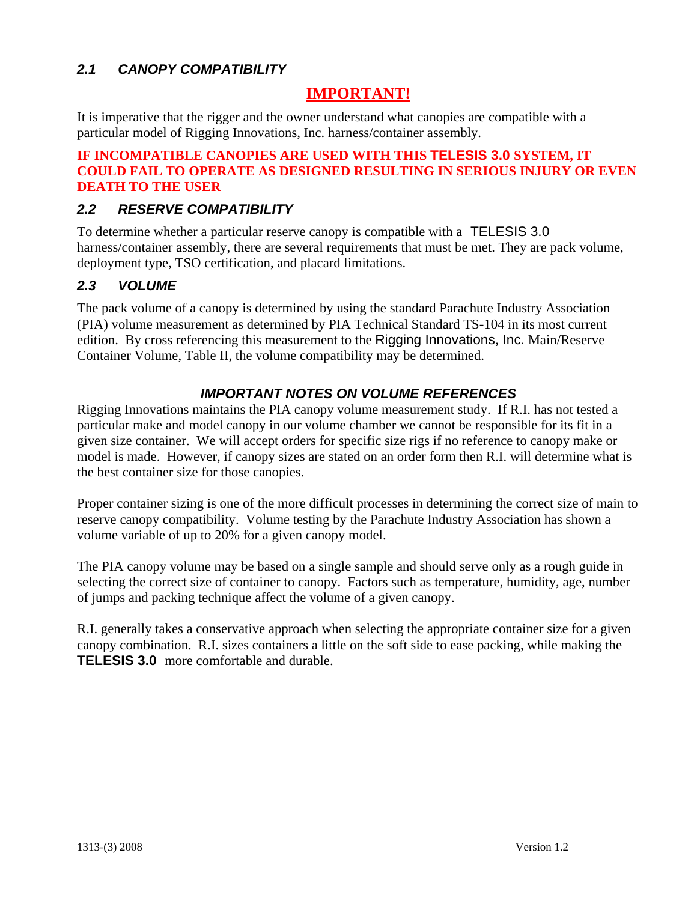## *2.1 CANOPY COMPATIBILITY*

**IMPORTANT!**

It is imperative that the rigger and the owner understand what canopies are compatible with a particular model of Rigging Innovations, Inc. harness/container assembly.

**IF INCOMPATIBLE CANOPIES ARE USED WITH THIS TELESIS 3.0 SYSTEM, IT COULD FAIL TO OPERATE AS DESIGNED RESULTING IN SERIOUS INJURY OR EVEN DEATH TO THE USER**

## *2.2 RESERVE COMPATIBILITY*

To determine whether a particular reserve canopy is compatible with a TELESIS 3.0 harness/container assembly, there are several requirements that must be met. They are pack volume, deployment type, TSO certification, and placard limitations.

## *2.3 VOLUME*

The pack volume of a canopy is determined by using the standard Parachute Industry Association (PIA) volume measurement as determined by PIA Technical Standard TS-104 in its most current edition. By cross referencing this measurement to the Rigging Innovations, Inc. Main/Reserve Container Volume, Table II, the volume compatibility may be determined.

### *IMPORTANT NOTES ON VOLUME REFERENCES*

Rigging Innovations maintains the PIA canopy volume measurement study. If R.I. has not tested a particular make and model canopy in our volume chamber we cannot be responsible for its fit in a given size container. We will accept orders for specific size rigs if no reference to canopy make or model is made. However, if canopy sizes are stated on an order form then R.I. will determine what is the best container size for those canopies.

Proper container sizing is one of the more difficult processes in determining the correct size of main to reserve canopy compatibility. Volume testing by the Parachute Industry Association has shown a volume variable of up to 20% for a given canopy model.

The PIA canopy volume may be based on a single sample and should serve only as a rough guide in selecting the correct size of container to canopy. Factors such as temperature, humidity, age, number of jumps and packing technique affect the volume of a given canopy.

R.I. generally takes a conservative approach when selecting the appropriate container size for a given canopy combination. R.I. sizes containers a little on the soft side to ease packing, while making the **TELESIS 3.0** more comfortable and durable.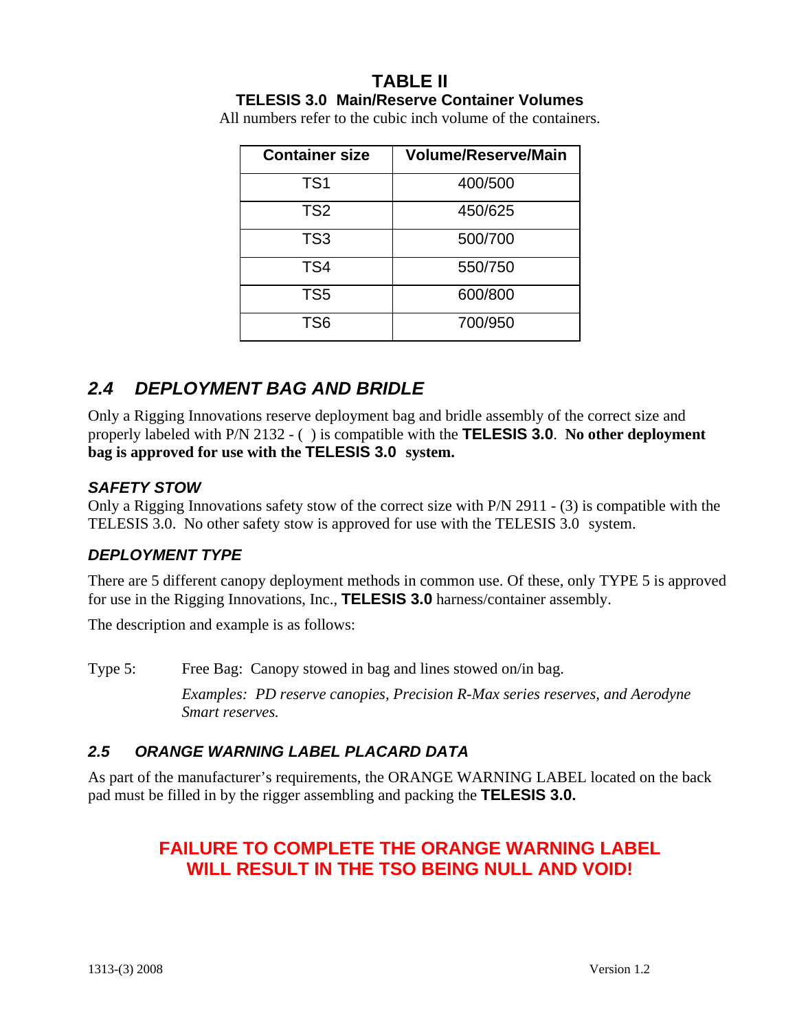## TABLE II
### TELESIS 3.0 Main/Reserve Container Volumes

All numbers refer to the cubic inch volume of the containers.

| Container size | Volume/Reserve/Main |
|---|---|
| TS1 | 400/500 |
| TS2 | 450/625 |
| TS3 | 500/700 |
| TS4 | 550/750 |
| TS5 | 600/800 |
| TS6 | 700/950 |

## *2.4 DEPLOYMENT BAG AND BRIDLE*

Only a Rigging Innovations reserve deployment bag and bridle assembly of the correct size and properly labeled with P/N 2132 - ( ) is compatible with the **TELESIS 3.0**. **No other deployment bag is approved for use with the TELESIS 3.0 system.**

### *SAFETY STOW*

Only a Rigging Innovations safety stow of the correct size with P/N 2911 - (3) is compatible with the TELESIS 3.0. No other safety stow is approved for use with the TELESIS 3.0 system.

### *DEPLOYMENT TYPE*

There are 5 different canopy deployment methods in common use. Of these, only TYPE 5 is approved for use in the Rigging Innovations, Inc., **TELESIS 3.0** harness/container assembly.

The description and example is as follows:

Type 5: Free Bag: Canopy stowed in bag and lines stowed on/in bag.

*Examples: PD reserve canopies, Precision R-Max series reserves, and Aerodyne Smart reserves.*

## *2.5 ORANGE WARNING LABEL PLACARD DATA*

As part of the manufacturer's requirements, the ORANGE WARNING LABEL located on the back pad must be filled in by the rigger assembling and packing the **TELESIS 3.0.**

**FAILURE TO COMPLETE THE ORANGE WARNING LABEL WILL RESULT IN THE TSO BEING NULL AND VOID!**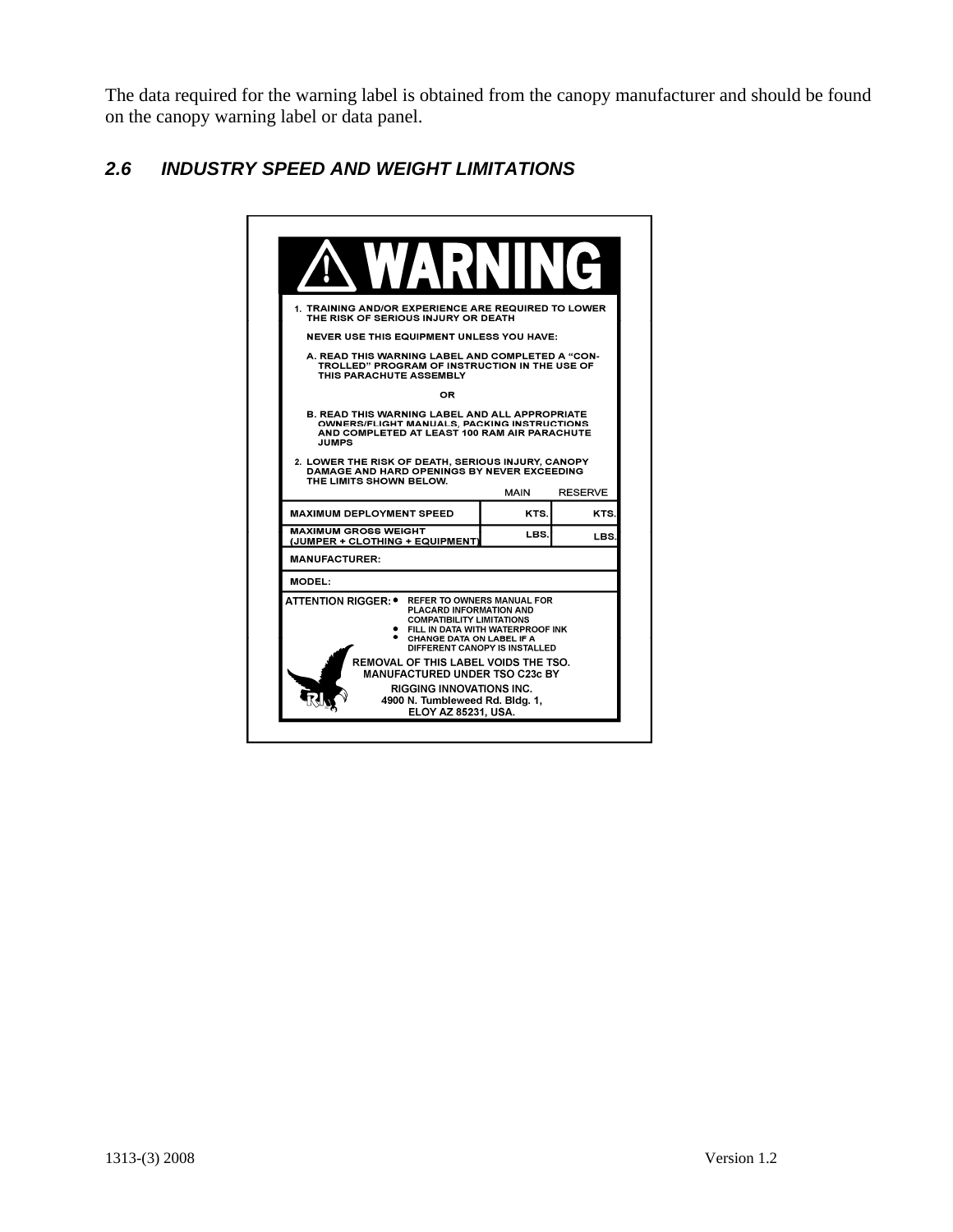The data required for the warning label is obtained from the canopy manufacturer and should be found on the canopy warning label or data panel.

### *2.6 INDUSTRY SPEED AND WEIGHT LIMITATIONS*

# ⚠ WARNING

1. TRAINING AND/OR EXPERIENCE ARE REQUIRED TO LOWER THE RISK OF SERIOUS INJURY OR DEATH

   NEVER USE THIS EQUIPMENT UNLESS YOU HAVE:

   A. READ THIS WARNING LABEL AND COMPLETED A "CONTROLLED" PROGRAM OF INSTRUCTION IN THE USE OF THIS PARACHUTE ASSEMBLY

   OR

   B. READ THIS WARNING LABEL AND ALL APPROPRIATE OWNERS/FLIGHT MANUALS, PACKING INSTRUCTIONS AND COMPLETED AT LEAST 100 RAM AIR PARACHUTE JUMPS

2. LOWER THE RISK OF DEATH, SERIOUS INJURY, CANOPY DAMAGE AND HARD OPENINGS BY NEVER EXCEEDING THE LIMITS SHOWN BELOW.

| | MAIN | RESERVE |
|---|---|---|
| MAXIMUM DEPLOYMENT SPEED | KTS. | KTS. |
| MAXIMUM GROSS WEIGHT (JUMPER + CLOTHING + EQUIPMENT) | LBS. | LBS. |
| MANUFACTURER: | | |
| MODEL: | | |

ATTENTION RIGGER:
- REFER TO OWNERS MANUAL FOR PLACARD INFORMATION AND COMPATIBILITY LIMITATIONS
- FILL IN DATA WITH WATERPROOF INK
- CHANGE DATA ON LABEL IF A DIFFERENT CANOPY IS INSTALLED

REMOVAL OF THIS LABEL VOIDS THE TSO.
MANUFACTURED UNDER TSO C23c BY

RIGGING INNOVATIONS INC.
4900 N. Tumbleweed Rd. Bldg. 1,
ELOY AZ 85231, USA.